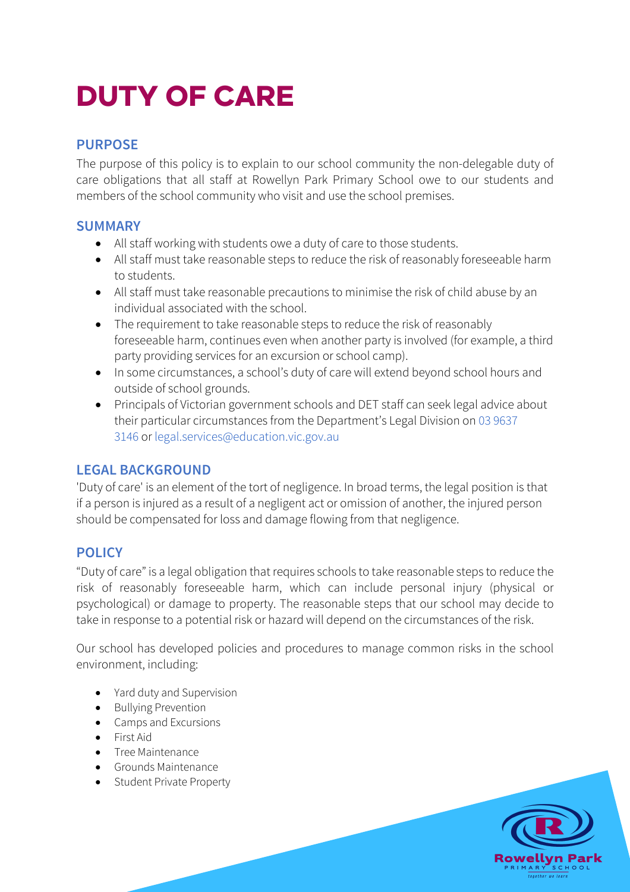# DUTY OF CARE

## PURPOSE

The purpose of this policy is to explain to our school community the non-delegable duty of care obligations that all staff at Rowellyn Park Primary School owe to our students and members of the school community who visit and use the school premises.

## SUMMARY

- All staff working with students owe a duty of care to those students.
- All staff must take reasonable steps to reduce the risk of reasonably foreseeable harm to students.
- All staff must take reasonable precautions to minimise the risk of child abuse by an individual associated with the school.
- The requirement to take reasonable steps to reduce the risk of reasonably foreseeable harm, continues even when another party is involved (for example, a third party providing services for an excursion or school camp).
- In some circumstances, a school's duty of care will extend beyond school hours and outside of school grounds.
- Principals of Victorian government schools and DET staff can seek legal advice about their particular circumstances from the Department's Legal Division on 03 9637 3146 or legal.services@education.vic.gov.au

## LEGAL BACKGROUND

'Duty of care' is an element of the tort of negligence. In broad terms, the legal position is that if a person is injured as a result of a negligent act or omission of another, the injured person should be compensated for loss and damage flowing from that negligence.

## POLICY

"Duty of care" is a legal obligation that requires schools to take reasonable steps to reduce the risk of reasonably foreseeable harm, which can include personal injury (physical or psychological) or damage to property. The reasonable steps that our school may decide to take in response to a potential risk or hazard will depend on the circumstances of the risk.

Our school has developed policies and procedures to manage common risks in the school environment, including:

- Yard duty and Supervision
- Bullying Prevention
- Camps and Excursions
- First Aid
- Tree Maintenance
- Grounds Maintenance
- Student Private Property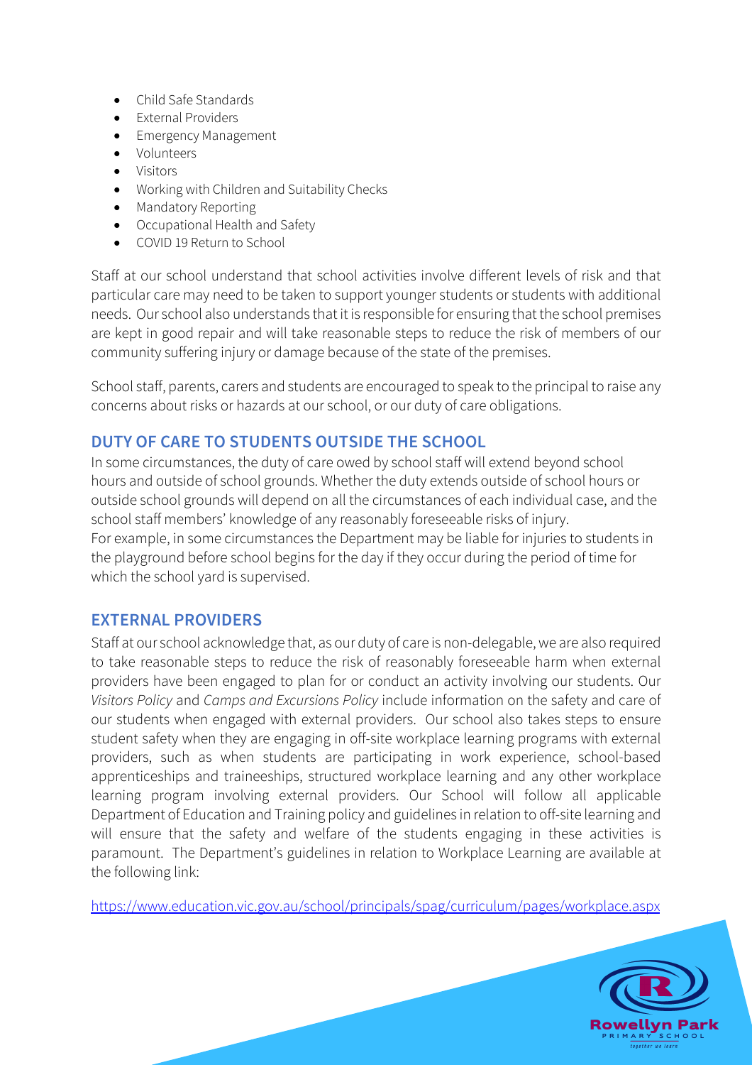- Child Safe Standards
- External Providers
- Emergency Management
- Volunteers
- Visitors
- Working with Children and Suitability Checks
- Mandatory Reporting
- Occupational Health and Safety
- COVID 19 Return to School

Staff at our school understand that school activities involve different levels of risk and that particular care may need to be taken to support younger students or students with additional needs. Our school also understands that it is responsible for ensuring that the school premises are kept in good repair and will take reasonable steps to reduce the risk of members of our community suffering injury or damage because of the state of the premises.

School staff, parents, carers and students are encouraged to speak to the principal to raise any concerns about risks or hazards at our school, or our duty of care obligations.

## DUTY OF CARE TO STUDENTS OUTSIDE THE SCHOOL

In some circumstances, the duty of care owed by school staff will extend beyond school hours and outside of school grounds. Whether the duty extends outside of school hours or outside school grounds will depend on all the circumstances of each individual case, and the school staff members' knowledge of any reasonably foreseeable risks of injury.
For example, in some circumstances the Department may be liable for injuries to students in the playground before school begins for the day if they occur during the period of time for which the school yard is supervised.

## EXTERNAL PROVIDERS

Staff at our school acknowledge that, as our duty of care is non-delegable, we are also required to take reasonable steps to reduce the risk of reasonably foreseeable harm when external providers have been engaged to plan for or conduct an activity involving our students. Our *Visitors Policy* and *Camps and Excursions Policy* include information on the safety and care of our students when engaged with external providers. Our school also takes steps to ensure student safety when they are engaging in off-site workplace learning programs with external providers, such as when students are participating in work experience, school-based apprenticeships and traineeships, structured workplace learning and any other workplace learning program involving external providers. Our School will follow all applicable Department of Education and Training policy and guidelines in relation to off-site learning and will ensure that the safety and welfare of the students engaging in these activities is paramount. The Department's guidelines in relation to Workplace Learning are available at the following link:

https://www.education.vic.gov.au/school/principals/spag/curriculum/pages/workplace.aspx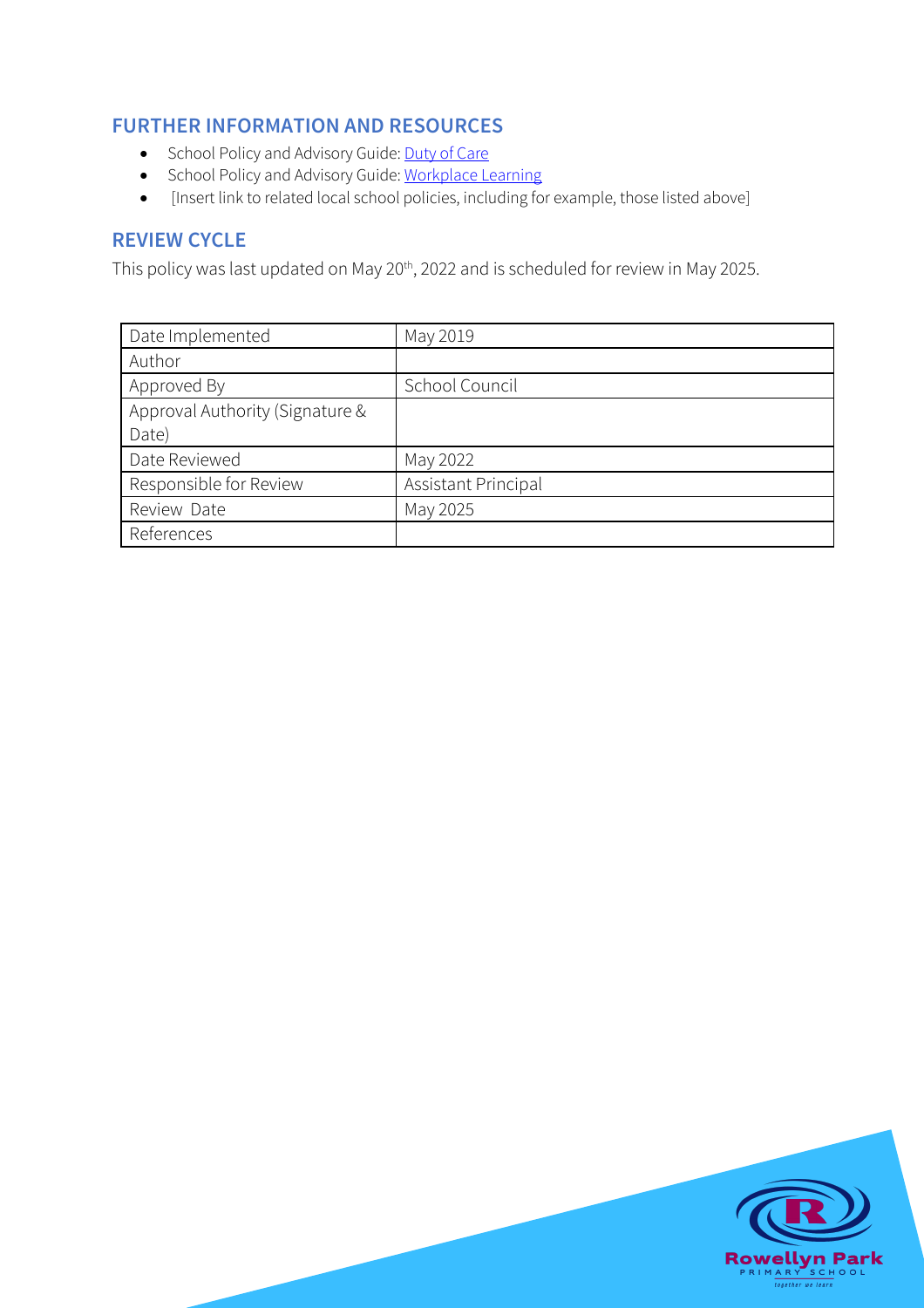## FURTHER INFORMATION AND RESOURCES

- School Policy and Advisory Guide: Duty of Care
- School Policy and Advisory Guide: Workplace Learning
- [Insert link to related local school policies, including for example, those listed above]

## REVIEW CYCLE

This policy was last updated on May 20th, 2022 and is scheduled for review in May 2025.

| | |
|---|---|
| Date Implemented | May 2019 |
| Author | |
| Approved By | School Council |
| Approval Authority (Signature & Date) | |
| Date Reviewed | May 2022 |
| Responsible for Review | Assistant Principal |
| Review Date | May 2025 |
| References | |